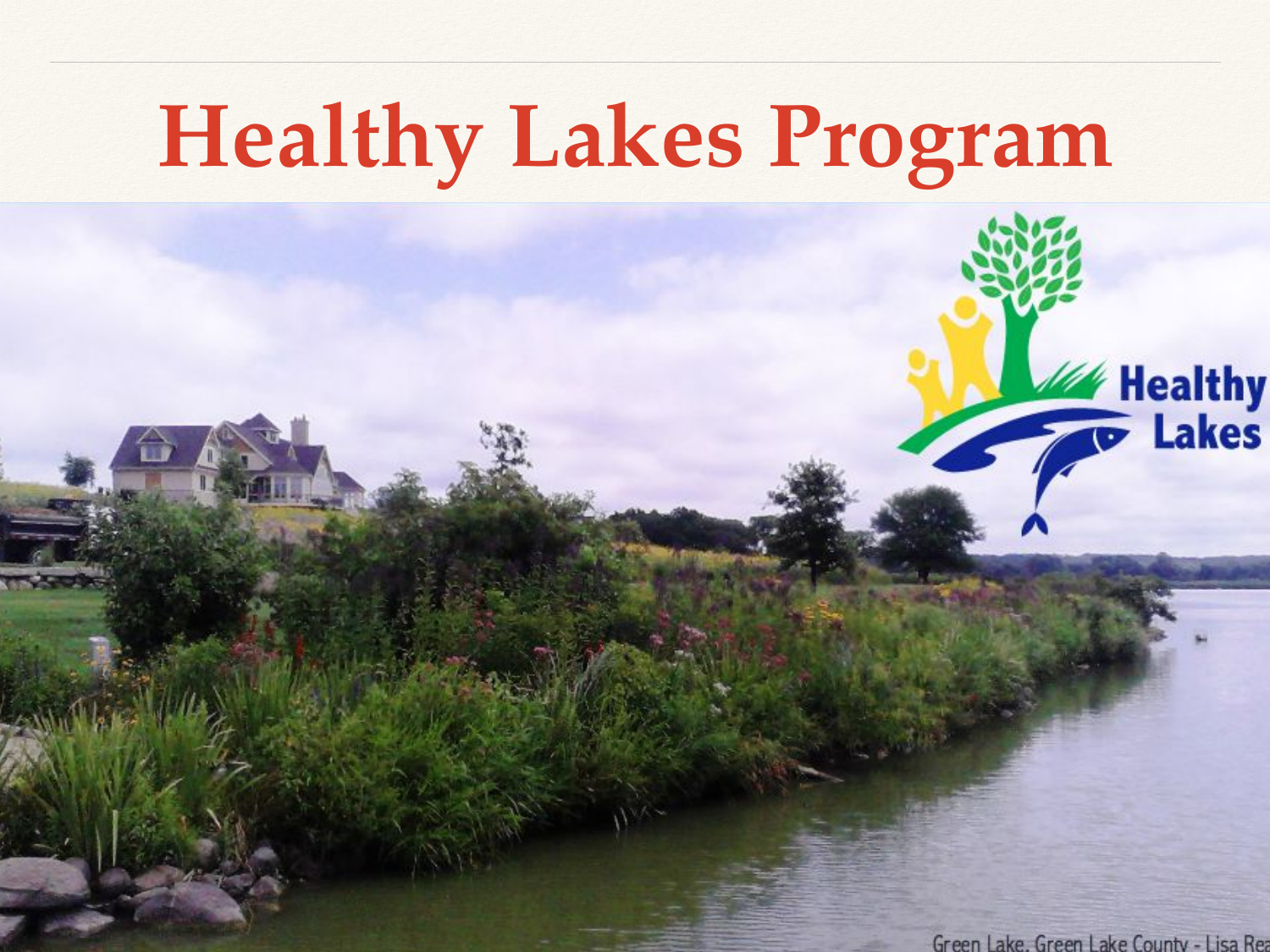# Healthy Lakes Program

Healthy Lakes

Green Lake, Green Lake County - Lisa Rea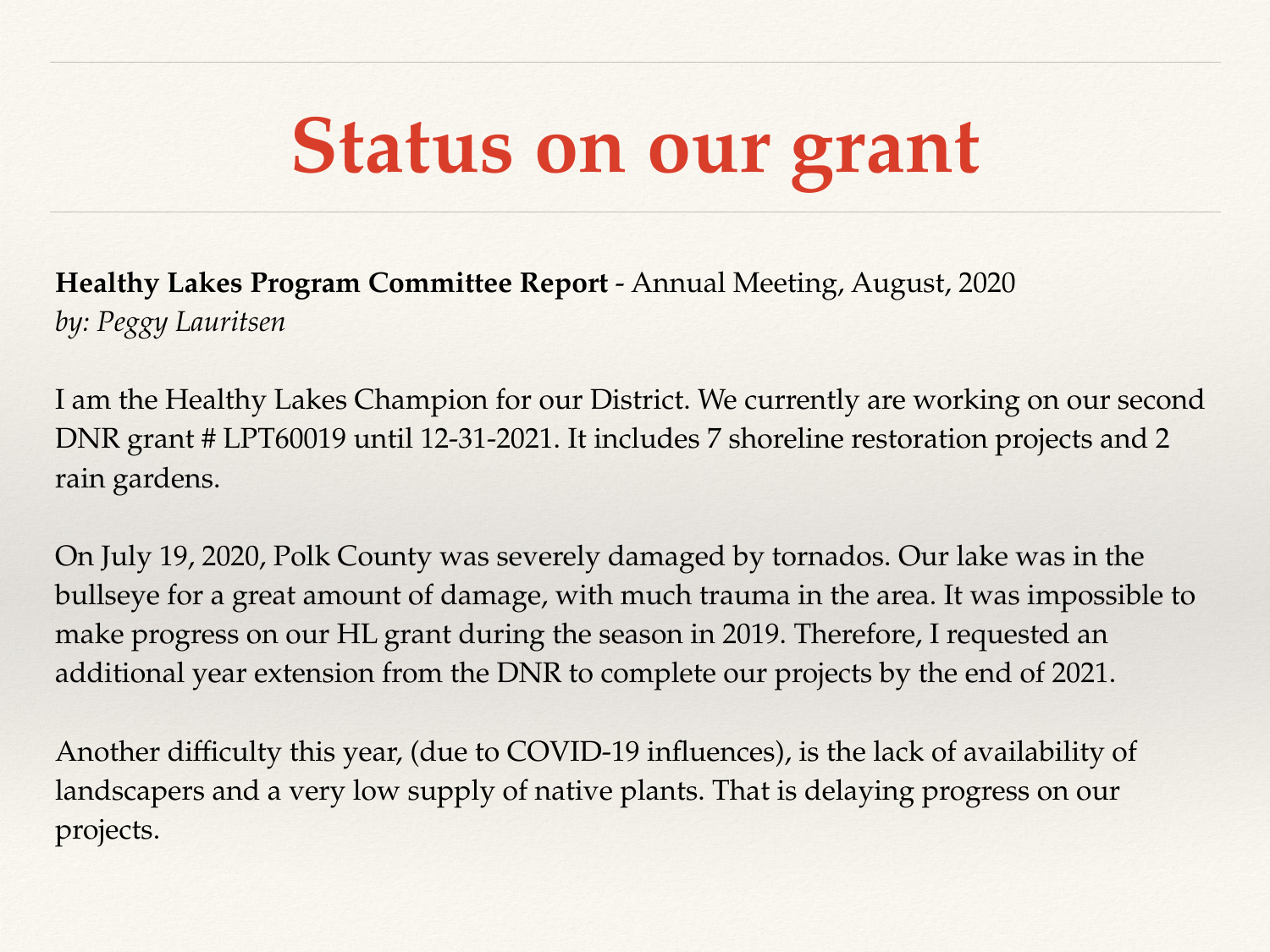# Status on our grant

**Healthy Lakes Program Committee Report** - Annual Meeting, August, 2020
*by: Peggy Lauritsen*

I am the Healthy Lakes Champion for our District. We currently are working on our second DNR grant # LPT60019 until 12-31-2021. It includes 7 shoreline restoration projects and 2 rain gardens.

On July 19, 2020, Polk County was severely damaged by tornados. Our lake was in the bullseye for a great amount of damage, with much trauma in the area. It was impossible to make progress on our HL grant during the season in 2019. Therefore, I requested an additional year extension from the DNR to complete our projects by the end of 2021.

Another difficulty this year, (due to COVID-19 influences), is the lack of availability of landscapers and a very low supply of native plants. That is delaying progress on our projects.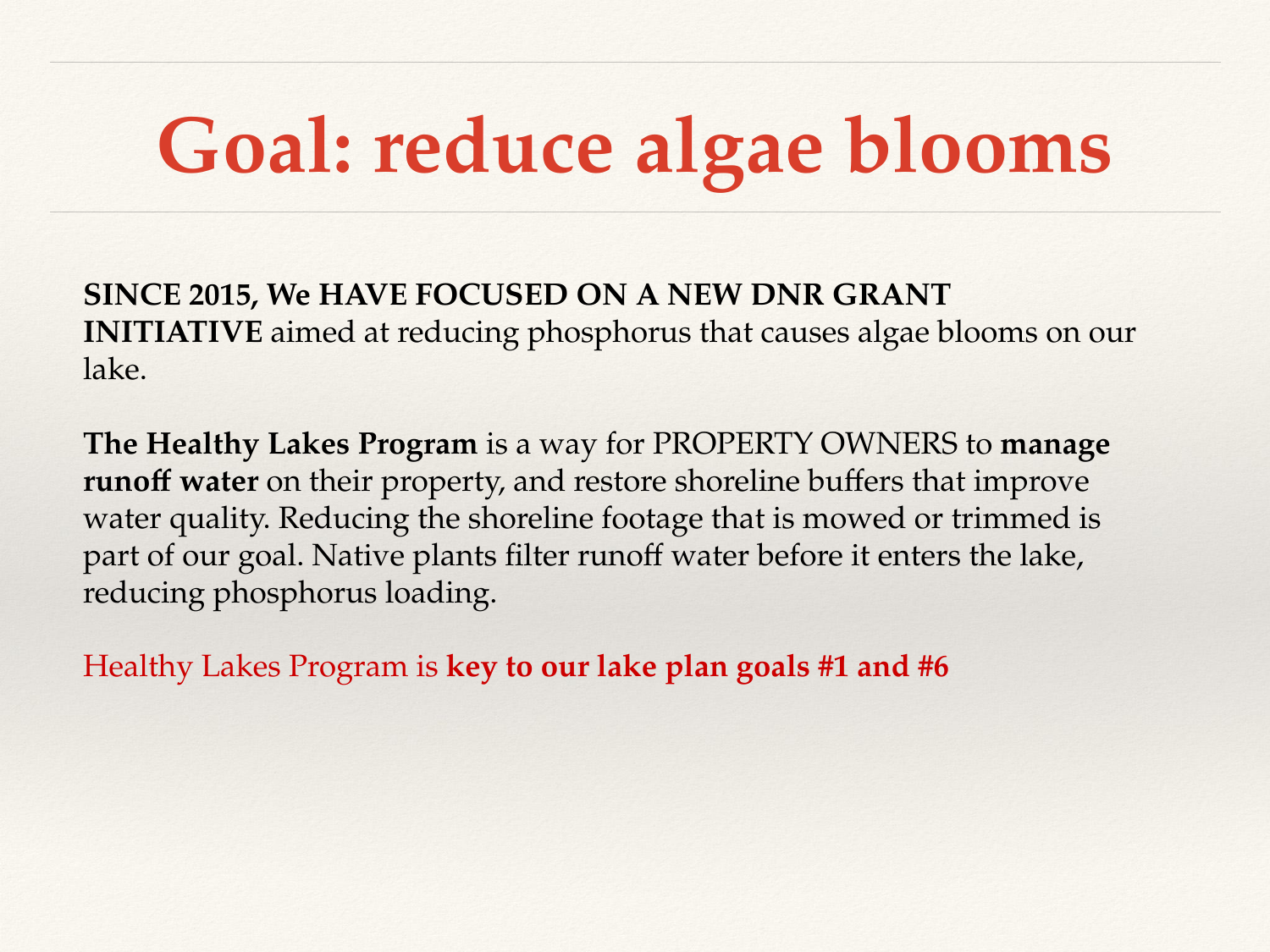# Goal: reduce algae blooms

**SINCE 2015, We HAVE FOCUSED ON A NEW DNR GRANT INITIATIVE** aimed at reducing phosphorus that causes algae blooms on our lake.

**The Healthy Lakes Program** is a way for PROPERTY OWNERS to **manage runoff water** on their property, and restore shoreline buffers that improve water quality. Reducing the shoreline footage that is mowed or trimmed is part of our goal. Native plants filter runoff water before it enters the lake, reducing phosphorus loading.

Healthy Lakes Program is **key to our lake plan goals #1 and #6**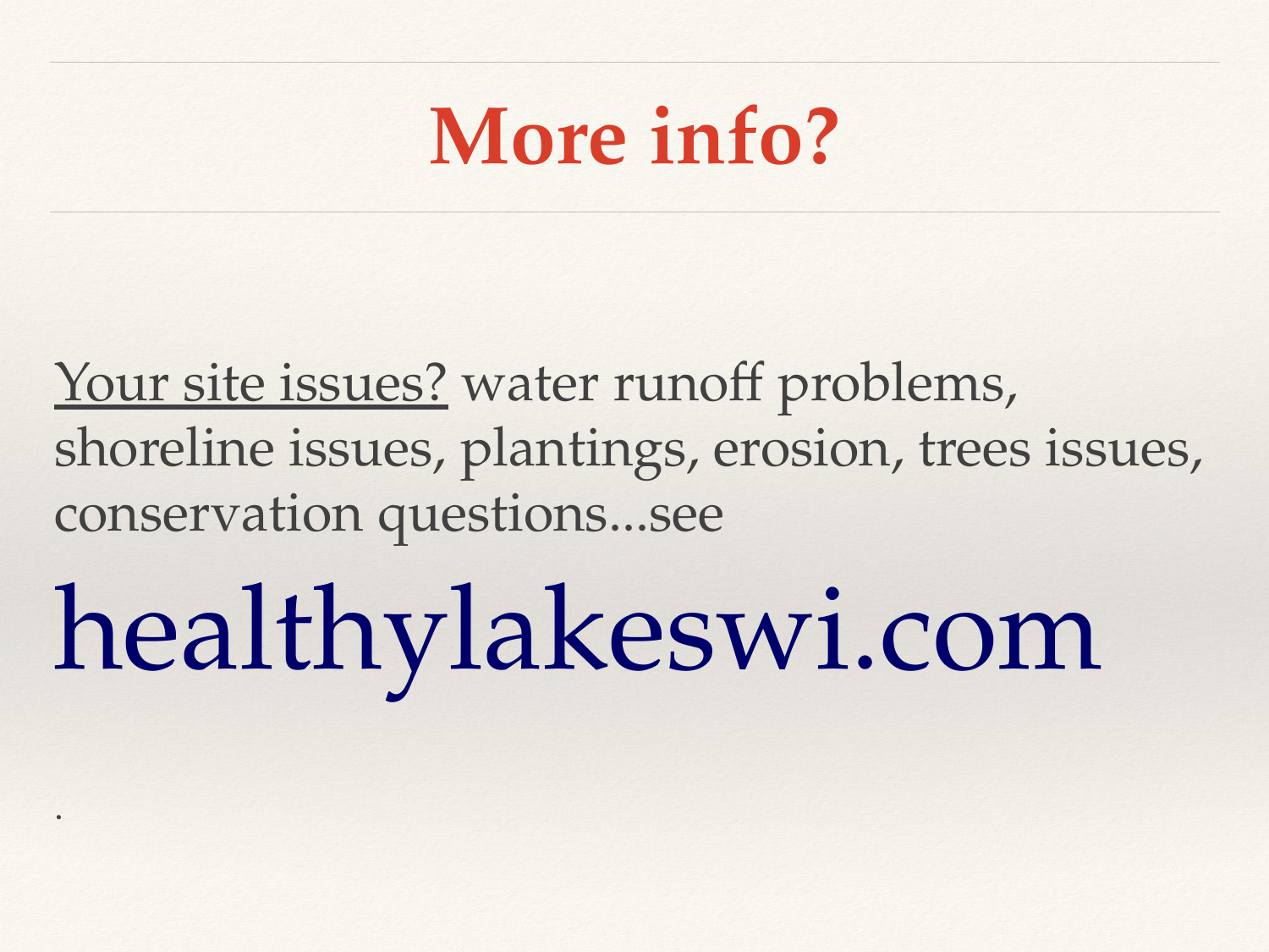# More info?

Your site issues? water runoff problems, shoreline issues, plantings, erosion, trees issues, conservation questions...see

# healthylakeswi.com

.